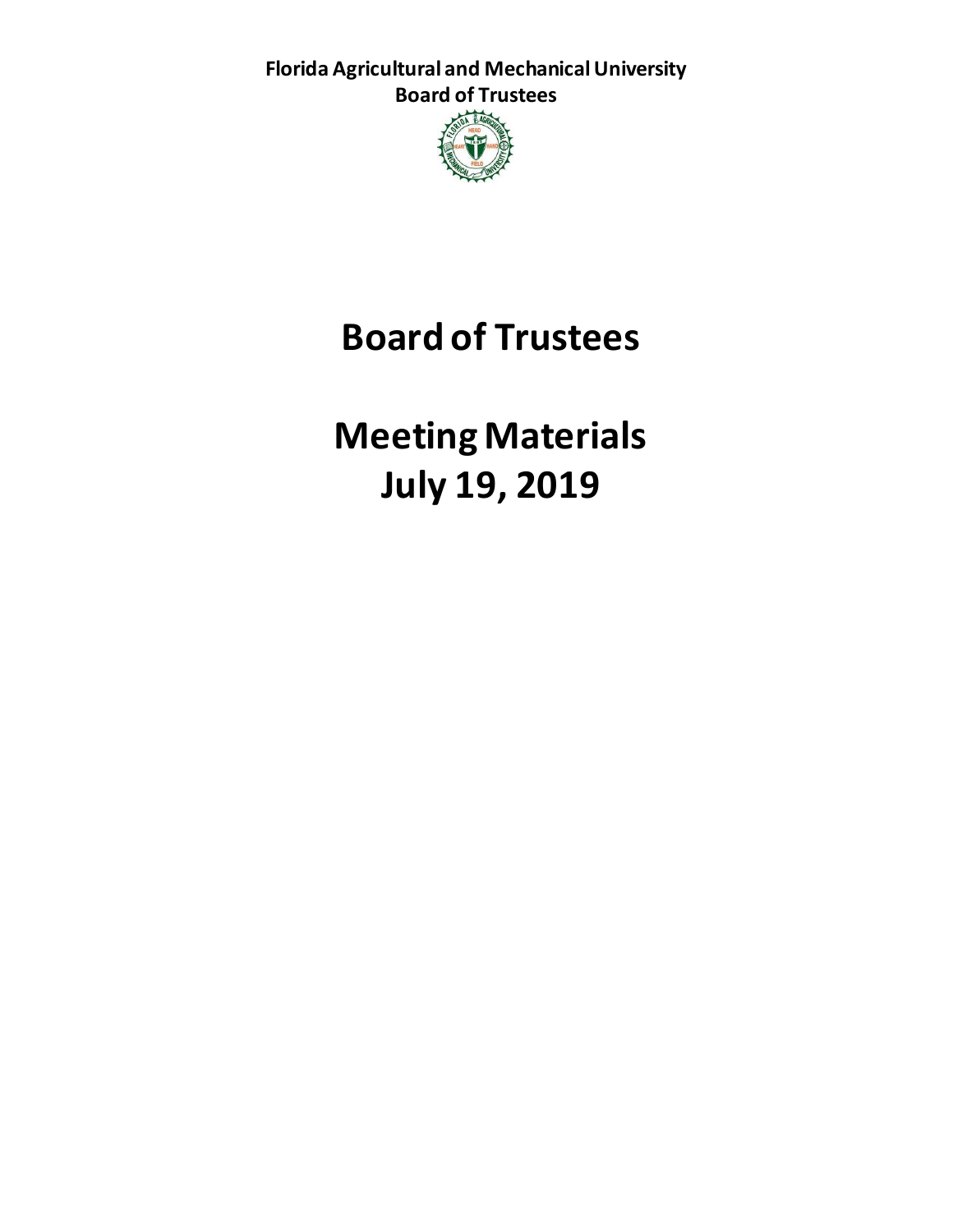**Florida Agricultural and Mechanical University**
**Board of Trustees**

# Board of Trustees

# Meeting Materials
# July 19, 2019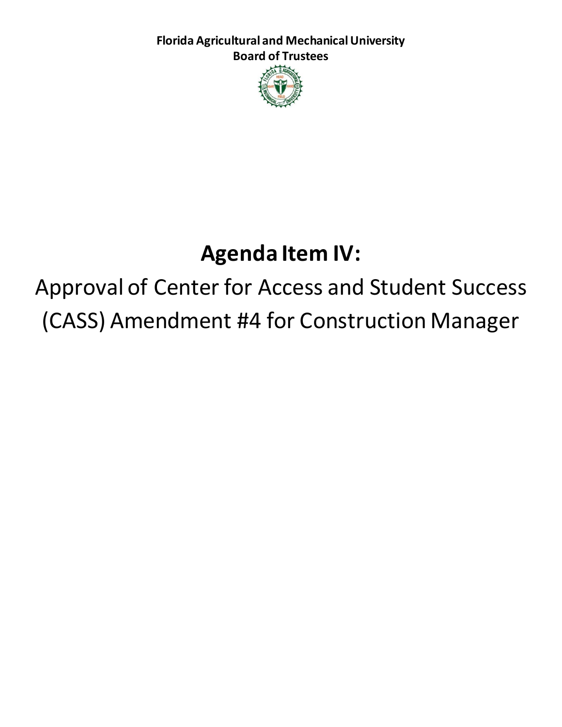**Florida Agricultural and Mechanical University**
**Board of Trustees**

# Agenda Item IV:

Approval of Center for Access and Student Success (CASS) Amendment #4 for Construction Manager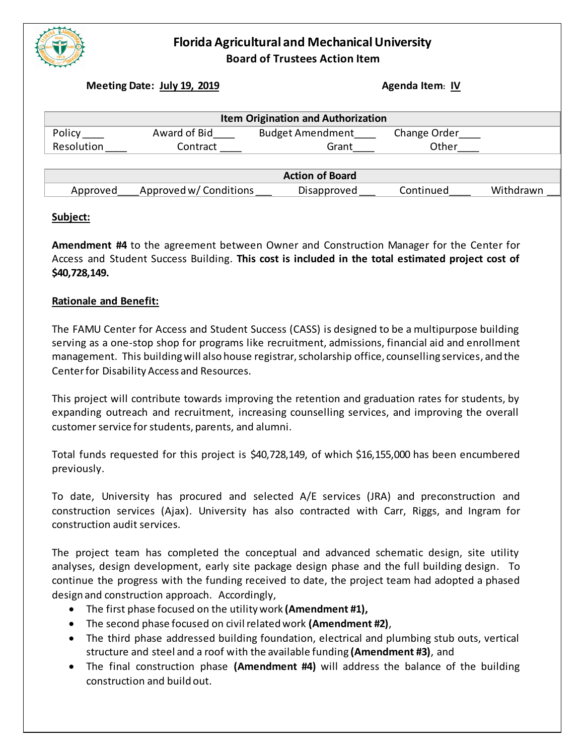# Florida Agricultural and Mechanical University

## Board of Trustees Action Item

**Meeting Date: July 19, 2019** **Agenda Item: IV**

| Item Origination and Authorization | | | | |
|---|---|---|---|---|
| Policy ____ | Award of Bid____ | Budget Amendment____ | Change Order____ | |
| Resolution ____ | Contract ____ | Grant____ | Other____ | |

| Action of Board | | | | |
|---|---|---|---|---|
| Approved____ | Approved w/ Conditions ___ | Disapproved ___ | Continued____ | Withdrawn ___ |

**Subject:**

**Amendment #4** to the agreement between Owner and Construction Manager for the Center for Access and Student Success Building. **This cost is included in the total estimated project cost of $40,728,149.**

**Rationale and Benefit:**

The FAMU Center for Access and Student Success (CASS) is designed to be a multipurpose building serving as a one-stop shop for programs like recruitment, admissions, financial aid and enrollment management. This building will also house registrar, scholarship office, counselling services, and the Center for Disability Access and Resources.

This project will contribute towards improving the retention and graduation rates for students, by expanding outreach and recruitment, increasing counselling services, and improving the overall customer service for students, parents, and alumni.

Total funds requested for this project is $40,728,149, of which $16,155,000 has been encumbered previously.

To date, University has procured and selected A/E services (JRA) and preconstruction and construction services (Ajax). University has also contracted with Carr, Riggs, and Ingram for construction audit services.

The project team has completed the conceptual and advanced schematic design, site utility analyses, design development, early site package design phase and the full building design. To continue the progress with the funding received to date, the project team had adopted a phased design and construction approach. Accordingly,

- The first phase focused on the utility work **(Amendment #1),**
- The second phase focused on civil related work **(Amendment #2)**,
- The third phase addressed building foundation, electrical and plumbing stub outs, vertical structure and steel and a roof with the available funding **(Amendment #3)**, and
- The final construction phase **(Amendment #4)** will address the balance of the building construction and build out.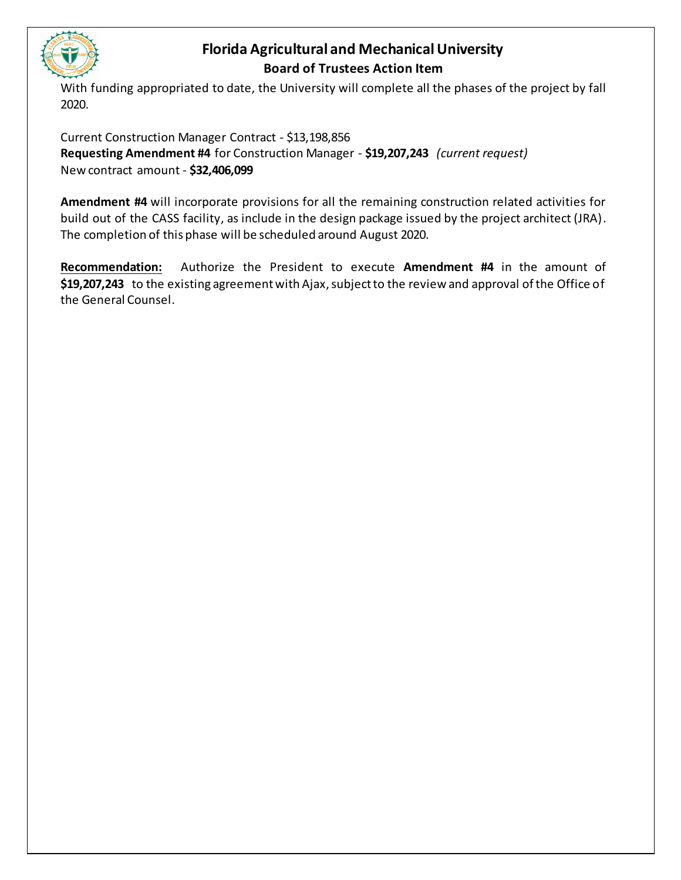# Florida Agricultural and Mechanical University

## Board of Trustees Action Item

With funding appropriated to date, the University will complete all the phases of the project by fall 2020.

Current Construction Manager Contract - $13,198,856
**Requesting Amendment #4** for Construction Manager - **$19,207,243** *(current request)*
New contract amount - **$32,406,099**

**Amendment #4** will incorporate provisions for all the remaining construction related activities for build out of the CASS facility, as include in the design package issued by the project architect (JRA). The completion of this phase will be scheduled around August 2020.

**Recommendation:** Authorize the President to execute **Amendment #4** in the amount of **$19,207,243** to the existing agreement with Ajax, subject to the review and approval of the Office of the General Counsel.